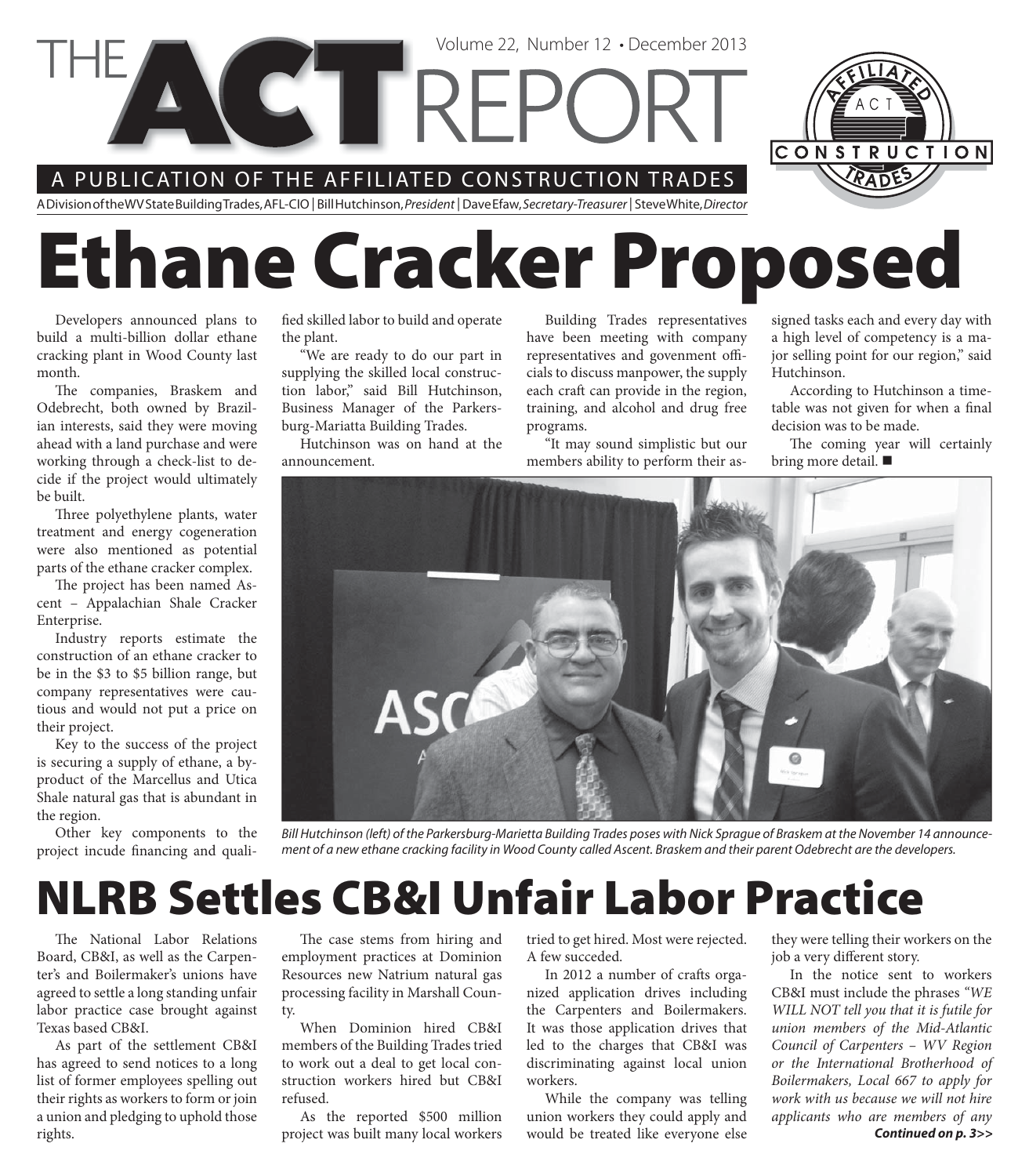# THE ACT REPORT

Volume 22, Number 12 • December 2013

A PUBLICATION OF THE AFFILIATED CONSTRUCTION TRADES

A Division of the WV State Building Trades, AFL-CIO | Bill Hutchinson, *President* | Dave Efaw, *Secretary-Treasurer* | Steve White, *Director*

# Ethane Cracker Proposed

Developers announced plans to build a multi-billion dollar ethane cracking plant in Wood County last month.

The companies, Braskem and Odebrecht, both owned by Brazilian interests, said they were moving ahead with a land purchase and were working through a check-list to decide if the project would ultimately be built.

Three polyethylene plants, water treatment and energy cogeneration were also mentioned as potential parts of the ethane cracker complex.

The project has been named Ascent – Appalachian Shale Cracker Enterprise.

Industry reports estimate the construction of an ethane cracker to be in the $3 to $5 billion range, but company representatives were cautious and would not put a price on their project.

Key to the success of the project is securing a supply of ethane, a by-product of the Marcellus and Utica Shale natural gas that is abundant in the region.

Other key components to the project incude financing and qualified skilled labor to build and operate the plant.

"We are ready to do our part in supplying the skilled local construction labor," said Bill Hutchinson, Business Manager of the Parkersburg-Mariatta Building Trades.

Hutchinson was on hand at the announcement.

Building Trades representatives have been meeting with company representatives and govenment officials to discuss manpower, the supply each craft can provide in the region, training, and alcohol and drug free programs.

"It may sound simplistic but our members ability to perform their assigned tasks each and every day with a high level of competency is a major selling point for our region," said Hutchinson.

According to Hutchinson a timetable was not given for when a final decision was to be made.

The coming year will certainly bring more detail. ■

*Bill Hutchinson (left) of the Parkersburg-Marietta Building Trades poses with Nick Sprague of Braskem at the November 14 announcement of a new ethane cracking facility in Wood County called Ascent. Braskem and their parent Odebrecht are the developers.*

# NLRB Settles CB&I Unfair Labor Practice

The National Labor Relations Board, CB&I, as well as the Carpenter's and Boilermaker's unions have agreed to settle a long standing unfair labor practice case brought against Texas based CB&I.

As part of the settlement CB&I has agreed to send notices to a long list of former employees spelling out their rights as workers to form or join a union and pledging to uphold those rights.

The case stems from hiring and employment practices at Dominion Resources new Natrium natural gas processing facility in Marshall County.

When Dominion hired CB&I members of the Building Trades tried to work out a deal to get local construction workers hired but CB&I refused.

As the reported $500 million project was built many local workers tried to get hired. Most were rejected. A few succeded.

In 2012 a number of crafts organized application drives including the Carpenters and Boilermakers. It was those application drives that led to the charges that CB&I was discriminating against local union workers.

While the company was telling union workers they could apply and would be treated like everyone else they were telling their workers on the job a very different story.

In the notice sent to workers CB&I must include the phrases *"WE WILL NOT tell you that it is futile for union members of the Mid-Atlantic Council of Carpenters – WV Region or the International Brotherhood of Boilermakers, Local 667 to apply for work with us because we will not hire applicants who are members of any*

***Continued on p. 3>>***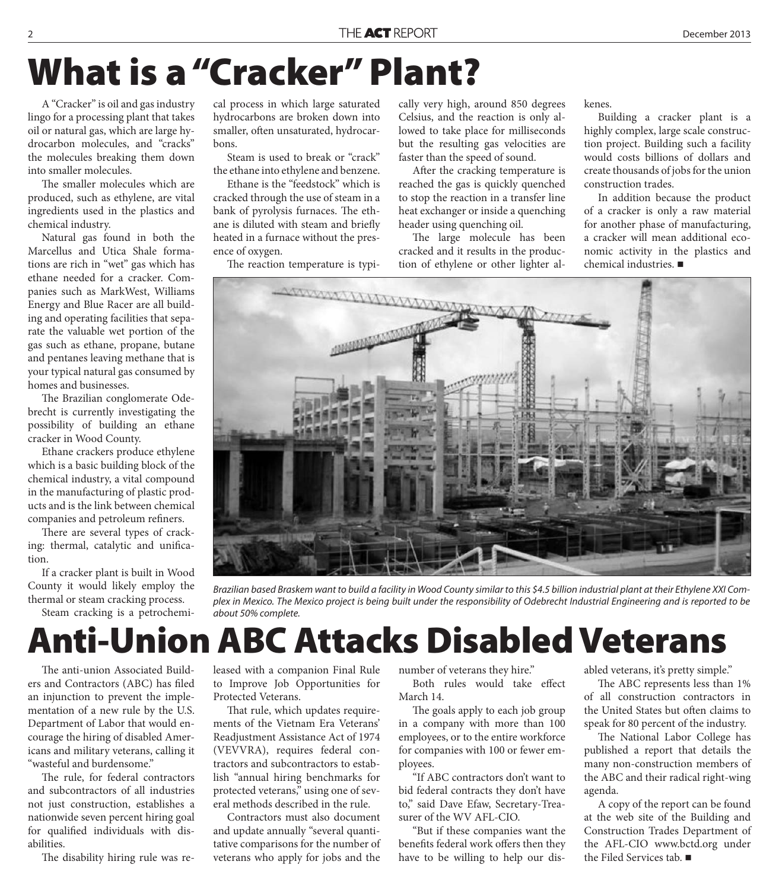# What is a "Cracker" Plant?

A "Cracker" is oil and gas industry lingo for a processing plant that takes oil or natural gas, which are large hydrocarbon molecules, and "cracks" the molecules breaking them down into smaller molecules.

The smaller molecules which are produced, such as ethylene, are vital ingredients used in the plastics and chemical industry.

Natural gas found in both the Marcellus and Utica Shale formations are rich in "wet" gas which has ethane needed for a cracker. Companies such as MarkWest, Williams Energy and Blue Racer are all building and operating facilities that separate the valuable wet portion of the gas such as ethane, propane, butane and pentanes leaving methane that is your typical natural gas consumed by homes and businesses.

The Brazilian conglomerate Odebrecht is currently investigating the possibility of building an ethane cracker in Wood County.

Ethane crackers produce ethylene which is a basic building block of the chemical industry, a vital compound in the manufacturing of plastic products and is the link between chemical companies and petroleum refiners.

There are several types of cracking: thermal, catalytic and unification.

If a cracker plant is built in Wood County it would likely employ the thermal or steam cracking process.

Steam cracking is a petrochemical process in which large saturated hydrocarbons are broken down into smaller, often unsaturated, hydrocarbons.

Steam is used to break or "crack" the ethane into ethylene and benzene.

Ethane is the "feedstock" which is cracked through the use of steam in a bank of pyrolysis furnaces. The ethane is diluted with steam and briefly heated in a furnace without the presence of oxygen.

The reaction temperature is typically very high, around 850 degrees Celsius, and the reaction is only allowed to take place for milliseconds but the resulting gas velocities are faster than the speed of sound.

After the cracking temperature is reached the gas is quickly quenched to stop the reaction in a transfer line heat exchanger or inside a quenching header using quenching oil.

The large molecule has been cracked and it results in the production of ethylene or other lighter alkenes.

Building a cracker plant is a highly complex, large scale construction project. Building such a facility would costs billions of dollars and create thousands of jobs for the union construction trades.

In addition because the product of a cracker is only a raw material for another phase of manufacturing, a cracker will mean additional economic activity in the plastics and chemical industries. ■

*Brazilian based Braskem want to build a facility in Wood County similar to this $4.5 billion industrial plant at their Ethylene XXI Complex in Mexico. The Mexico project is being built under the responsibility of Odebrecht Industrial Engineering and is reported to be about 50% complete.*

# Anti-Union ABC Attacks Disabled Veterans

The anti-union Associated Builders and Contractors (ABC) has filed an injunction to prevent the implementation of a new rule by the U.S. Department of Labor that would encourage the hiring of disabled Americans and military veterans, calling it "wasteful and burdensome."

The rule, for federal contractors and subcontractors of all industries not just construction, establishes a nationwide seven percent hiring goal for qualified individuals with disabilities.

The disability hiring rule was released with a companion Final Rule to Improve Job Opportunities for Protected Veterans.

That rule, which updates requirements of the Vietnam Era Veterans' Readjustment Assistance Act of 1974 (VEVVRA), requires federal contractors and subcontractors to establish "annual hiring benchmarks for protected veterans," using one of several methods described in the rule.

Contractors must also document and update annually "several quantitative comparisons for the number of veterans who apply for jobs and the number of veterans they hire."

Both rules would take effect March 14.

The goals apply to each job group in a company with more than 100 employees, or to the entire workforce for companies with 100 or fewer employees.

"If ABC contractors don't want to bid federal contracts they don't have to," said Dave Efaw, Secretary-Treasurer of the WV AFL-CIO.

"But if these companies want the benefits federal work offers then they have to be willing to help our disabled veterans, it's pretty simple."

The ABC represents less than 1% of all construction contractors in the United States but often claims to speak for 80 percent of the industry.

The National Labor College has published a report that details the many non-construction members of the ABC and their radical right-wing agenda.

A copy of the report can be found at the web site of the Building and Construction Trades Department of the AFL-CIO www.bctd.org under the Filed Services tab. ■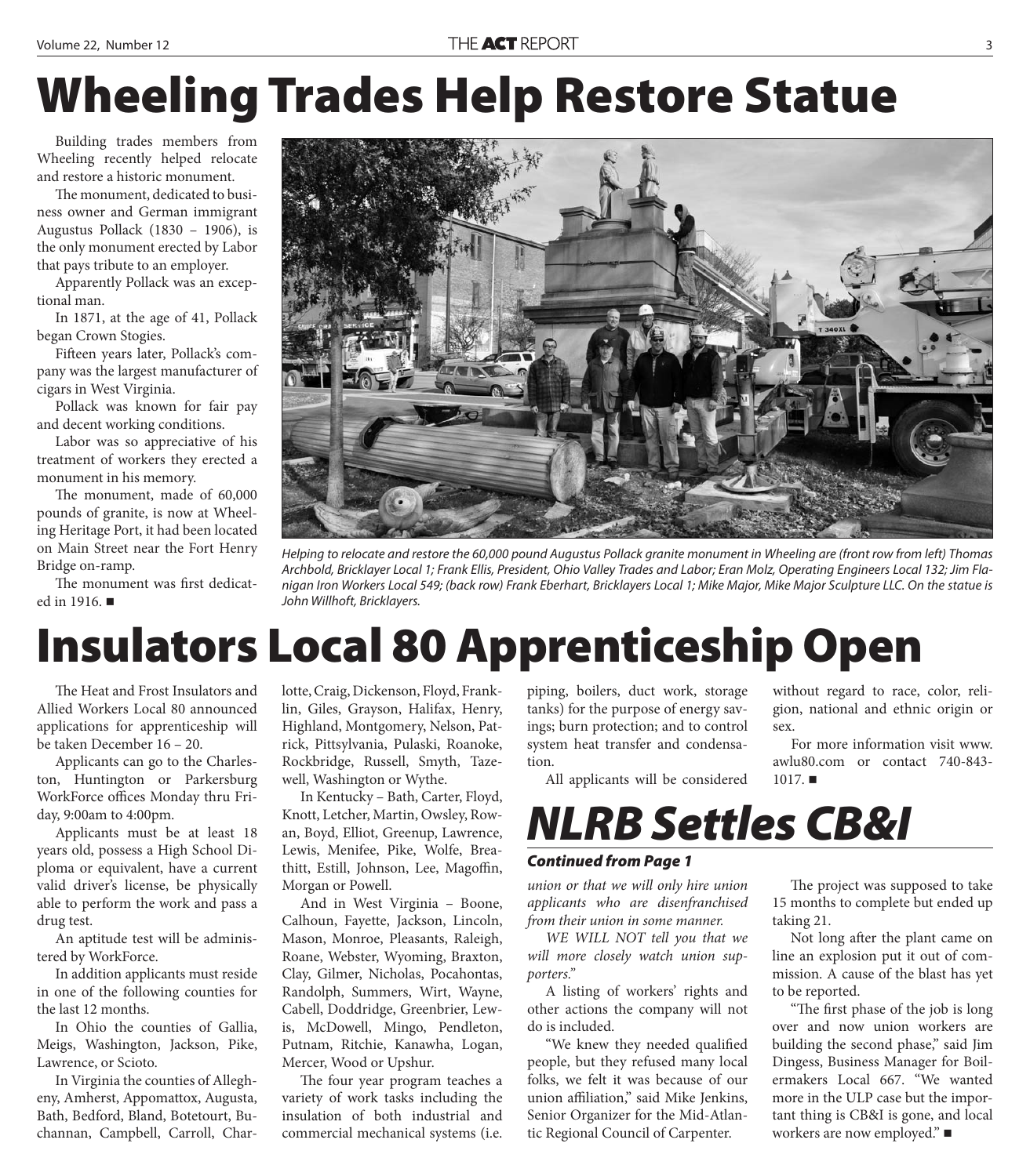# Wheeling Trades Help Restore Statue

Building trades members from Wheeling recently helped relocate and restore a historic monument.

The monument, dedicated to business owner and German immigrant Augustus Pollack (1830 – 1906), is the only monument erected by Labor that pays tribute to an employer.

Apparently Pollack was an exceptional man.

In 1871, at the age of 41, Pollack began Crown Stogies.

Fifteen years later, Pollack's company was the largest manufacturer of cigars in West Virginia.

Pollack was known for fair pay and decent working conditions.

Labor was so appreciative of his treatment of workers they erected a monument in his memory.

The monument, made of 60,000 pounds of granite, is now at Wheeling Heritage Port, it had been located on Main Street near the Fort Henry Bridge on-ramp.

The monument was first dedicated in 1916. ■

*Helping to relocate and restore the 60,000 pound Augustus Pollack granite monument in Wheeling are (front row from left) Thomas Archbold, Bricklayer Local 1; Frank Ellis, President, Ohio Valley Trades and Labor; Eran Molz, Operating Engineers Local 132; Jim Flanigan Iron Workers Local 549; (back row) Frank Eberhart, Bricklayers Local 1; Mike Major, Mike Major Sculpture LLC. On the statue is John Willhoft, Bricklayers.*

# Insulators Local 80 Apprenticeship Open

The Heat and Frost Insulators and Allied Workers Local 80 announced applications for apprenticeship will be taken December 16 – 20.

Applicants can go to the Charleston, Huntington or Parkersburg WorkForce offices Monday thru Friday, 9:00am to 4:00pm.

Applicants must be at least 18 years old, possess a High School Diploma or equivalent, have a current valid driver's license, be physically able to perform the work and pass a drug test.

An aptitude test will be administered by WorkForce.

In addition applicants must reside in one of the following counties for the last 12 months.

In Ohio the counties of Gallia, Meigs, Washington, Jackson, Pike, Lawrence, or Scioto.

In Virginia the counties of Allegheny, Amherst, Appomattox, Augusta, Bath, Bedford, Bland, Botetourt, Buchannan, Campbell, Carroll, Charlotte, Craig, Dickenson, Floyd, Franklin, Giles, Grayson, Halifax, Henry, Highland, Montgomery, Nelson, Patrick, Pittsylvania, Pulaski, Roanoke, Rockbridge, Russell, Smyth, Tazewell, Washington or Wythe.

In Kentucky – Bath, Carter, Floyd, Knott, Letcher, Martin, Owsley, Rowan, Boyd, Elliot, Greenup, Lawrence, Lewis, Menifee, Pike, Wolfe, Breathitt, Estill, Johnson, Lee, Magoffin, Morgan or Powell.

And in West Virginia – Boone, Calhoun, Fayette, Jackson, Lincoln, Mason, Monroe, Pleasants, Raleigh, Roane, Webster, Wyoming, Braxton, Clay, Gilmer, Nicholas, Pocahontas, Randolph, Summers, Wirt, Wayne, Cabell, Doddridge, Greenbrier, Lewis, McDowell, Mingo, Pendleton, Putnam, Ritchie, Kanawha, Logan, Mercer, Wood or Upshur.

The four year program teaches a variety of work tasks including the insulation of both industrial and commercial mechanical systems (i.e. piping, boilers, duct work, storage tanks) for the purpose of energy savings; burn protection; and to control system heat transfer and condensation.

All applicants will be considered without regard to race, color, religion, national and ethnic origin or sex.

For more information visit www.awlu80.com or contact 740-843-1017. ■

# *NLRB Settles CB&I*

***Continued from Page 1***

*union or that we will only hire union applicants who are disenfranchised from their union in some manner.*

*WE WILL NOT tell you that we will more closely watch union supporters.*"

A listing of workers' rights and other actions the company will not do is included.

"We knew they needed qualified people, but they refused many local folks, we felt it was because of our union affiliation," said Mike Jenkins, Senior Organizer for the Mid-Atlantic Regional Council of Carpenter.

The project was supposed to take 15 months to complete but ended up taking 21.

Not long after the plant came on line an explosion put it out of commission. A cause of the blast has yet to be reported.

"The first phase of the job is long over and now union workers are building the second phase," said Jim Dingess, Business Manager for Boilermakers Local 667. "We wanted more in the ULP case but the important thing is CB&I is gone, and local workers are now employed." ■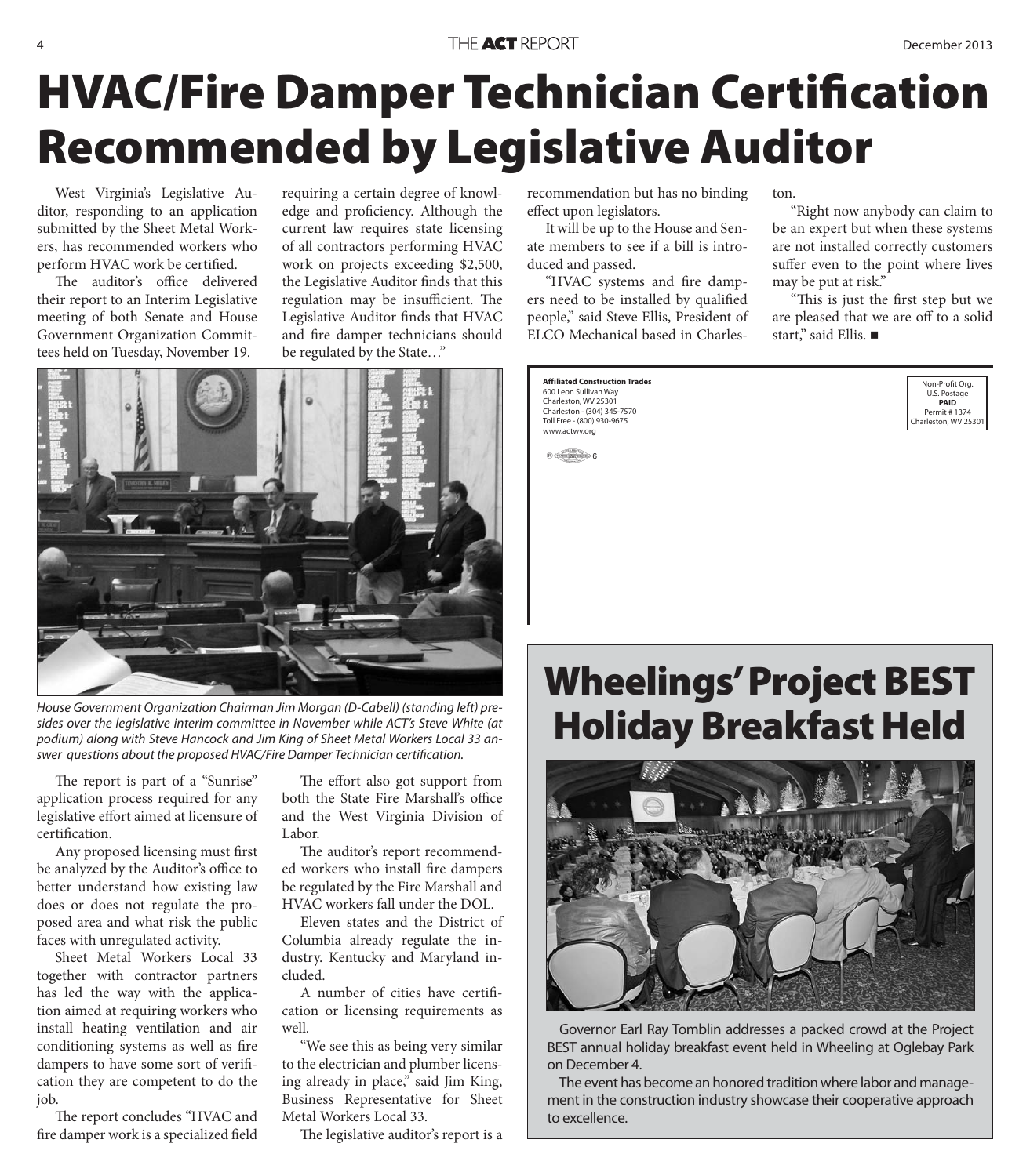# HVAC/Fire Damper Technician Certification Recommended by Legislative Auditor

West Virginia's Legislative Auditor, responding to an application submitted by the Sheet Metal Workers, has recommended workers who perform HVAC work be certified.

The auditor's office delivered their report to an Interim Legislative meeting of both Senate and House Government Organization Committees held on Tuesday, November 19.

*House Government Organization Chairman Jim Morgan (D-Cabell) (standing left) presides over the legislative interim committee in November while ACT's Steve White (at podium) along with Steve Hancock and Jim King of Sheet Metal Workers Local 33 answer questions about the proposed HVAC/Fire Damper Technician certification.*

The report is part of a "Sunrise" application process required for any legislative effort aimed at licensure of certification.

Any proposed licensing must first be analyzed by the Auditor's office to better understand how existing law does or does not regulate the proposed area and what risk the public faces with unregulated activity.

Sheet Metal Workers Local 33 together with contractor partners has led the way with the application aimed at requiring workers who install heating ventilation and air conditioning systems as well as fire dampers to have some sort of verification they are competent to do the job.

The report concludes "HVAC and fire damper work is a specialized field requiring a certain degree of knowledge and proficiency. Although the current law requires state licensing of all contractors performing HVAC work on projects exceeding $2,500, the Legislative Auditor finds that this regulation may be insufficient. The Legislative Auditor finds that HVAC and fire damper technicians should be regulated by the State…"

The effort also got support from both the State Fire Marshall's office and the West Virginia Division of Labor.

The auditor's report recommended workers who install fire dampers be regulated by the Fire Marshall and HVAC workers fall under the DOL.

Eleven states and the District of Columbia already regulate the industry. Kentucky and Maryland included.

A number of cities have certification or licensing requirements as well.

"We see this as being very similar to the electrician and plumber licensing already in place," said Jim King, Business Representative for Sheet Metal Workers Local 33.

The legislative auditor's report is a recommendation but has no binding effect upon legislators.

It will be up to the House and Senate members to see if a bill is introduced and passed.

"HVAC systems and fire dampers need to be installed by qualified people," said Steve Ellis, President of ELCO Mechanical based in Charleston.

"Right now anybody can claim to be an expert but when these systems are not installed correctly customers suffer even to the point where lives may be put at risk."

"This is just the first step but we are pleased that we are off to a solid start," said Ellis. ■

**Affiliated Construction Trades**
600 Leon Sullivan Way
Charleston, WV 25301
Charleston - (304) 345-7570
Toll Free - (800) 930-9675
www.actwv.org

Non-Profit Org.
U.S. Postage
**PAID**
Permit # 1374
Charleston, WV 25301

# Wheelings' Project BEST Holiday Breakfast Held

Governor Earl Ray Tomblin addresses a packed crowd at the Project BEST annual holiday breakfast event held in Wheeling at Oglebay Park on December 4.

The event has become an honored tradition where labor and management in the construction industry showcase their cooperative approach to excellence.